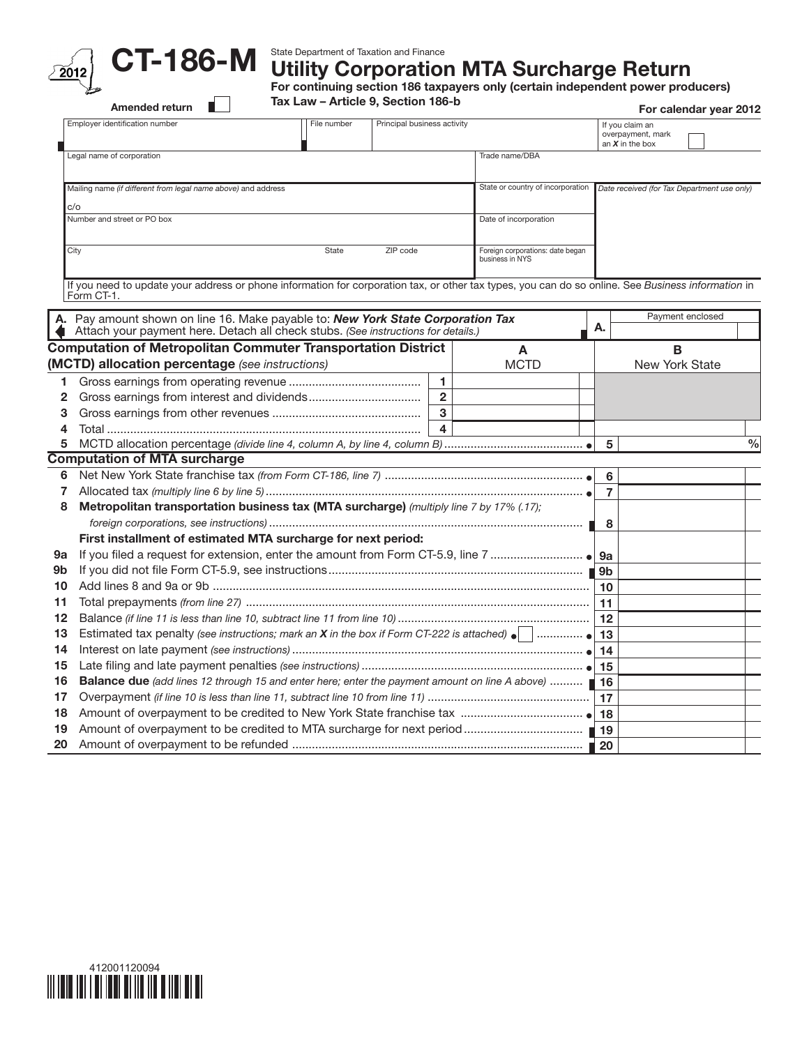# CT-186-M

2012

State Department of Taxation and Finance

## Utility Corporation MTA Surcharge Return

**For continuing section 186 taxpayers only (certain independent power producers)**

**Tax Law – Article 9, Section 186-b**

**Amended return** ☐

**For calendar year 2012**

| Employer identification number | File number | Principal business activity | If you claim an overpayment, mark an *X* in the box ☐ |
|---|---|---|---|
| Legal name of corporation | | Trade name/DBA | |
| Mailing name *(if different from legal name above)* and address<br>c/o | | State or country of incorporation | *Date received (for Tax Department use only)* |
| Number and street or PO box | | Date of incorporation | |
| City | State / ZIP code | Foreign corporations: date began business in NYS | |

If you need to update your address or phone information for corporation tax, or other tax types, you can do so online. See *Business information* in Form CT-1.

**A.** Pay amount shown on line 16. Make payable to: ***New York State Corporation Tax***
Attach your payment here. Detach all check stubs. *(See instructions for details.)* — **A.** Payment enclosed

| **Computation of Metropolitan Commuter Transportation District (MCTD) allocation percentage** *(see instructions)* | | **A** MCTD | **B** New York State |
|---|---|---|---|
| 1 Gross earnings from operating revenue | 1 | | |
| 2 Gross earnings from interest and dividends | 2 | | |
| 3 Gross earnings from other revenues | 3 | | |
| 4 Total | 4 | | |
| 5 MCTD allocation percentage *(divide line 4, column A, by line 4, column B)* | | | 5 % |

| **Computation of MTA surcharge** | Line | Amount |
|---|---|---|
| 6 Net New York State franchise tax *(from Form CT-186, line 7)* | 6 | |
| 7 Allocated tax *(multiply line 6 by line 5)* | 7 | |
| 8 **Metropolitan transportation business tax (MTA surcharge)** *(multiply line 7 by 17% (.17); foreign corporations, see instructions)* | 8 | |
| **First installment of estimated MTA surcharge for next period:** | | |
| 9a If you filed a request for extension, enter the amount from Form CT-5.9, line 7 | 9a | |
| 9b If you did not file Form CT-5.9, see instructions | 9b | |
| 10 Add lines 8 and 9a or 9b | 10 | |
| 11 Total prepayments *(from line 27)* | 11 | |
| 12 Balance *(if line 11 is less than line 10, subtract line 11 from line 10)* | 12 | |
| 13 Estimated tax penalty *(see instructions; mark an X in the box if Form CT-222 is attached)* ☐ | 13 | |
| 14 Interest on late payment *(see instructions)* | 14 | |
| 15 Late filing and late payment penalties *(see instructions)* | 15 | |
| 16 **Balance due** *(add lines 12 through 15 and enter here; enter the payment amount on line A above)* | 16 | |
| 17 Overpayment *(if line 10 is less than line 11, subtract line 10 from line 11)* | 17 | |
| 18 Amount of overpayment to be credited to New York State franchise tax | 18 | |
| 19 Amount of overpayment to be credited to MTA surcharge for next period | 19 | |
| 20 Amount of overpayment to be refunded | 20 | |

412001120094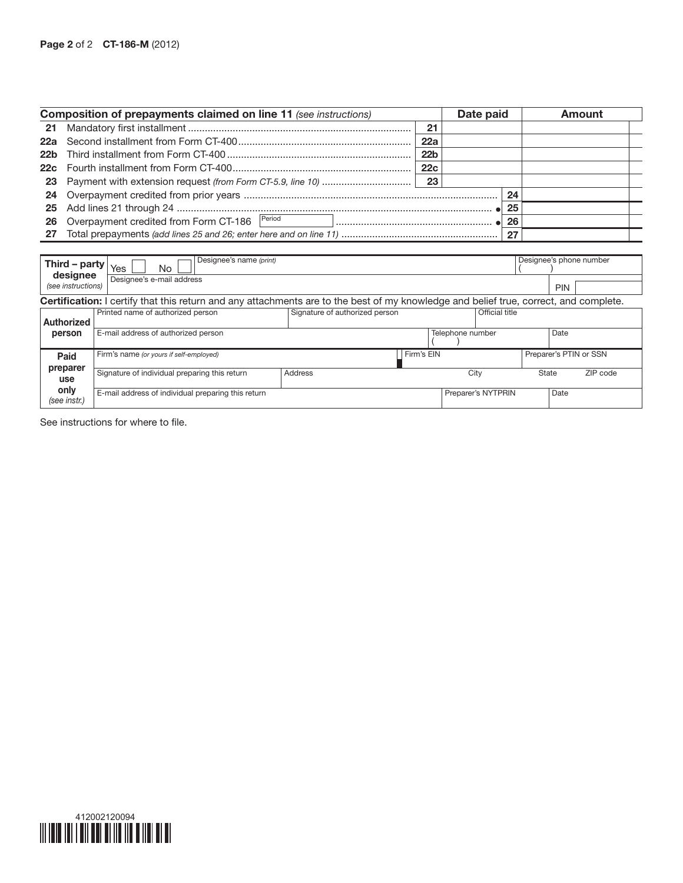| Composition of prepayments claimed on line 11 *(see instructions)* | | Date paid | Amount |
|---|---|---|---|
| **21** Mandatory first installment | 21 | | |
| **22a** Second installment from Form CT-400 | 22a | | |
| **22b** Third installment from Form CT-400 | 22b | | |
| **22c** Fourth installment from Form CT-400 | 22c | | |
| **23** Payment with extension request *(from Form CT-5.9, line 10)* | 23 | | |
| **24** Overpayment credited from prior years | | 24 | |
| **25** Add lines 21 through 24 | | ● 25 | |
| **26** Overpayment credited from Form CT-186 Period | | ● 26 | |
| **27** Total prepayments *(add lines 25 and 26; enter here and on line 11)* | | 27 | |

| | | | |
|---|---|---|---|
| **Third – party designee** *(see instructions)* | Yes ☐ No ☐ | Designee's name *(print)* | Designee's phone number ( ) |
| | Designee's e-mail address | | PIN |

**Certification:** I certify that this return and any attachments are to the best of my knowledge and belief true, correct, and complete.

| | | | | |
|---|---|---|---|---|
| **Authorized person** | Printed name of authorized person | Signature of authorized person | Official title | |
| | E-mail address of authorized person | | Telephone number ( ) | Date |
| **Paid preparer use only** *(see instr.)* | Firm's name *(or yours if self-employed)* | | Firm's EIN | Preparer's PTIN or SSN |
| | Signature of individual preparing this return | Address | City | State ZIP code |
| | E-mail address of individual preparing this return | | Preparer's NYTPRIN | Date |

See instructions for where to file.

412002120094